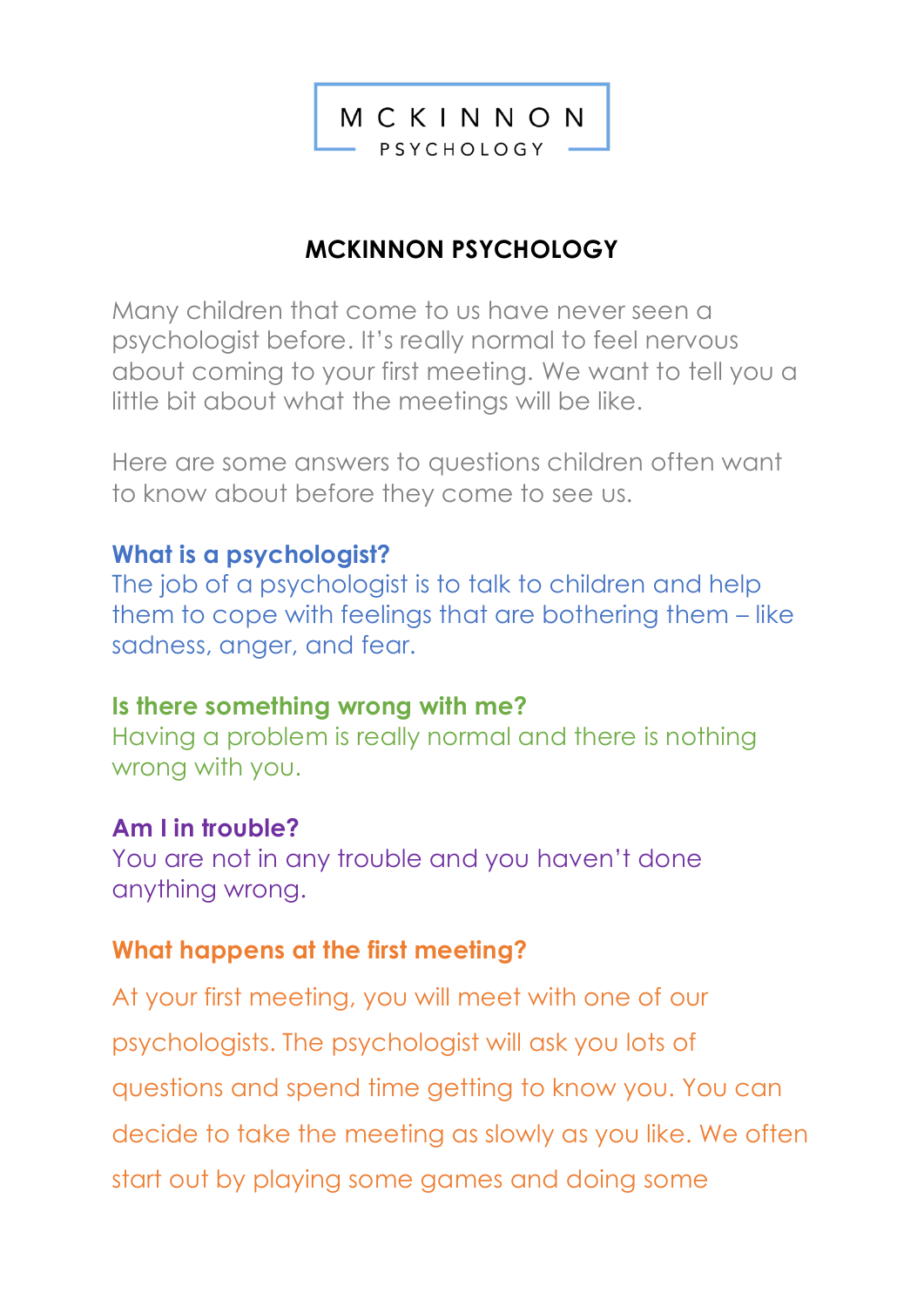MCKINNON PSYCHOLOGY

# MCKINNON PSYCHOLOGY

Many children that come to us have never seen a psychologist before. It's really normal to feel nervous about coming to your first meeting. We want to tell you a little bit about what the meetings will be like.

Here are some answers to questions children often want to know about before they come to see us.

**What is a psychologist?**
The job of a psychologist is to talk to children and help them to cope with feelings that are bothering them – like sadness, anger, and fear.

**Is there something wrong with me?**
Having a problem is really normal and there is nothing wrong with you.

**Am I in trouble?**
You are not in any trouble and you haven't done anything wrong.

**What happens at the first meeting?**

At your first meeting, you will meet with one of our psychologists. The psychologist will ask you lots of questions and spend time getting to know you. You can decide to take the meeting as slowly as you like. We often start out by playing some games and doing some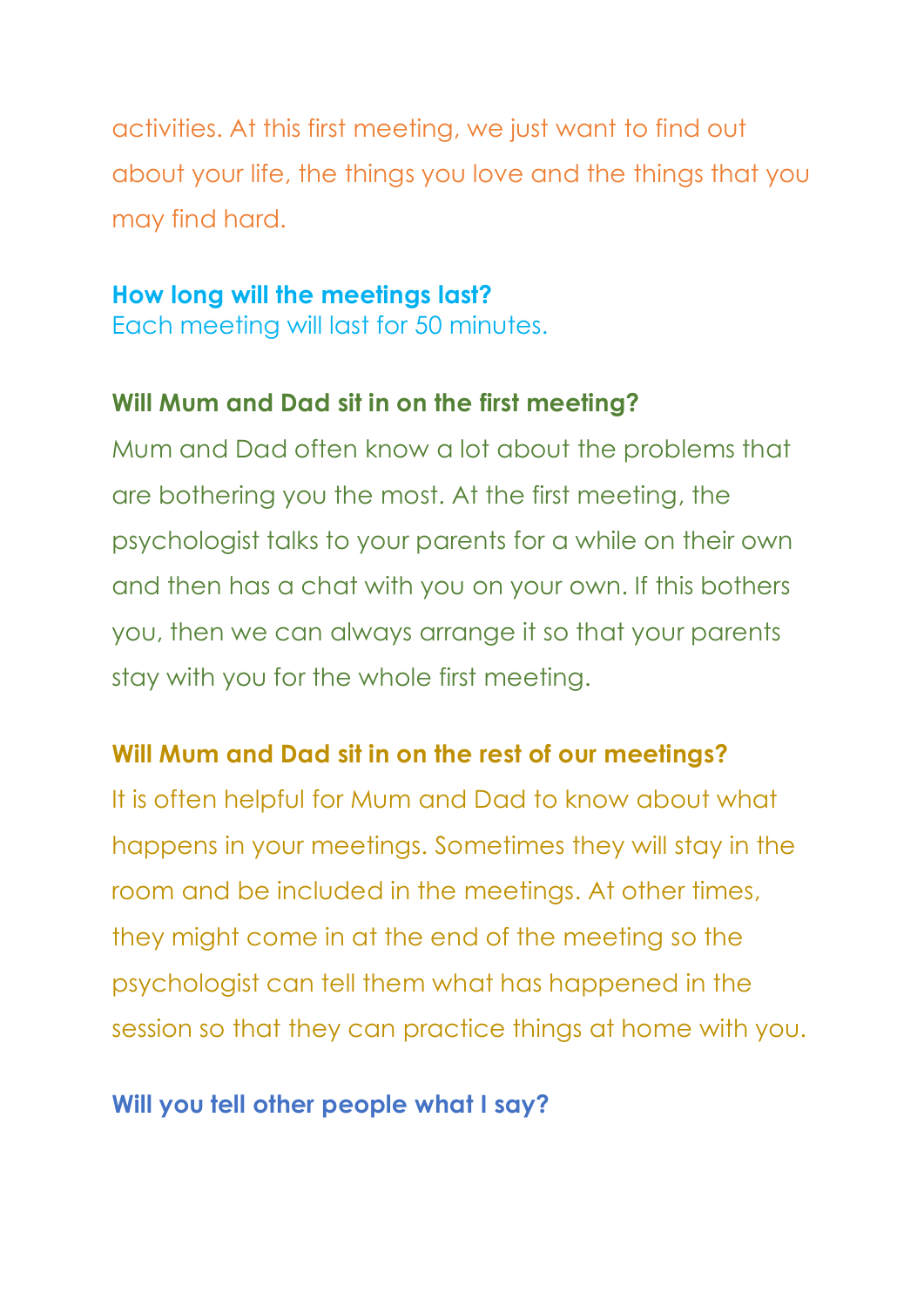activities. At this first meeting, we just want to find out about your life, the things you love and the things that you may find hard.

**How long will the meetings last?**
Each meeting will last for 50 minutes.

**Will Mum and Dad sit in on the first meeting?**

Mum and Dad often know a lot about the problems that are bothering you the most. At the first meeting, the psychologist talks to your parents for a while on their own and then has a chat with you on your own. If this bothers you, then we can always arrange it so that your parents stay with you for the whole first meeting.

**Will Mum and Dad sit in on the rest of our meetings?**

It is often helpful for Mum and Dad to know about what happens in your meetings. Sometimes they will stay in the room and be included in the meetings. At other times, they might come in at the end of the meeting so the psychologist can tell them what has happened in the session so that they can practice things at home with you.

**Will you tell other people what I say?**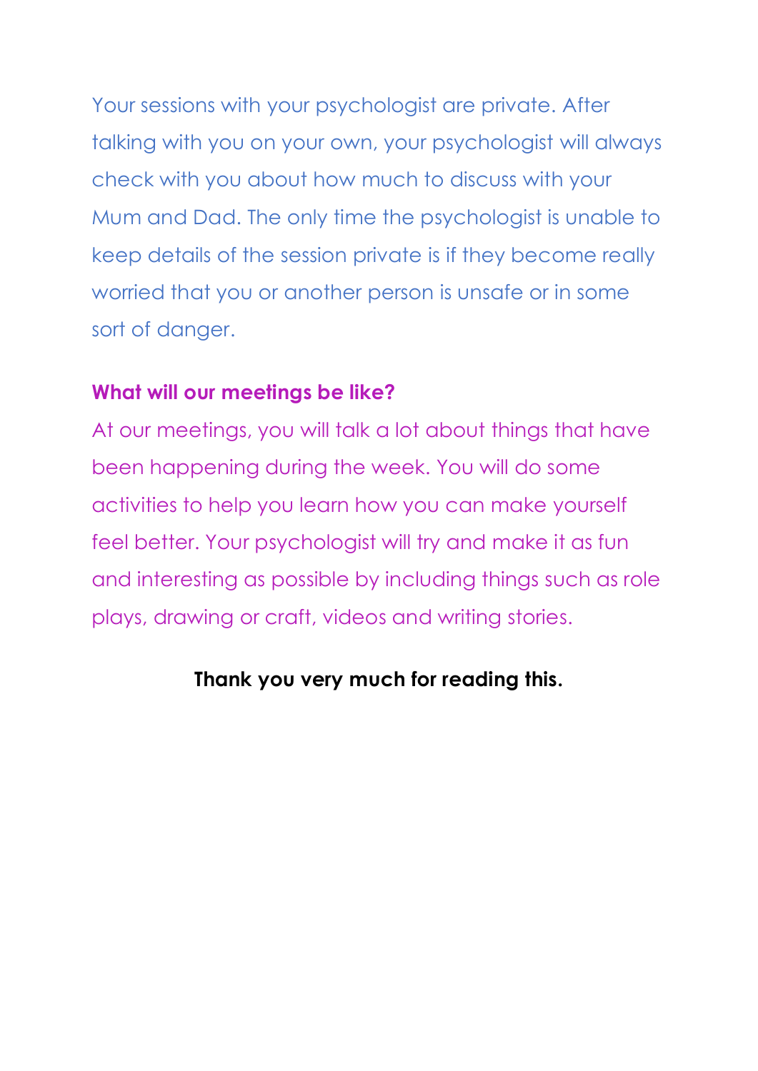Your sessions with your psychologist are private. After talking with you on your own, your psychologist will always check with you about how much to discuss with your Mum and Dad. The only time the psychologist is unable to keep details of the session private is if they become really worried that you or another person is unsafe or in some sort of danger.

**What will our meetings be like?**

At our meetings, you will talk a lot about things that have been happening during the week. You will do some activities to help you learn how you can make yourself feel better. Your psychologist will try and make it as fun and interesting as possible by including things such as role plays, drawing or craft, videos and writing stories.

**Thank you very much for reading this.**